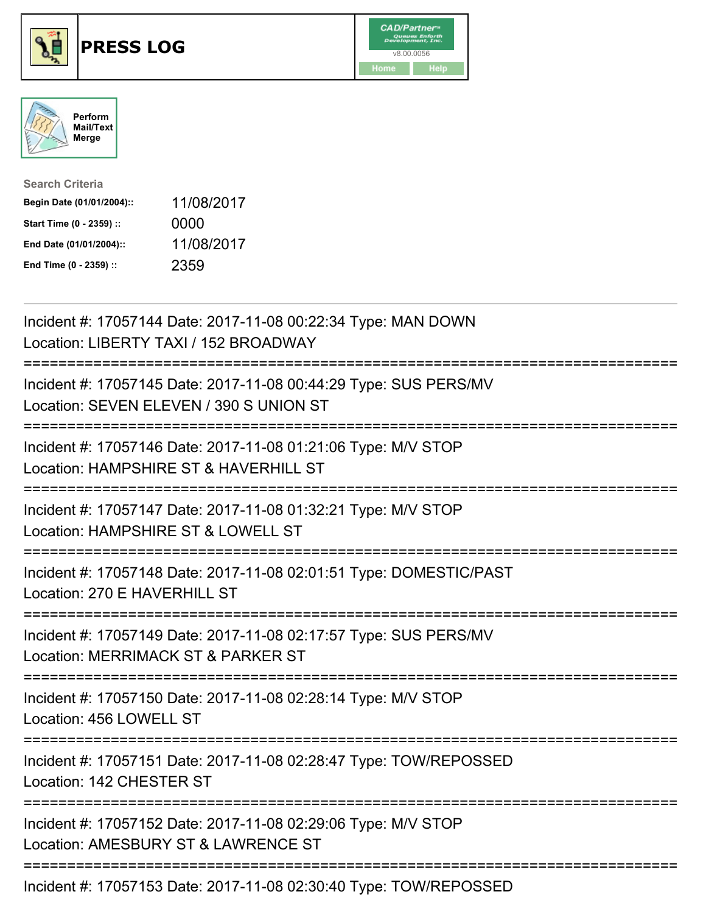# PRESS LOG

Perform Mail/Text Merge

**Search Criteria**

| | |
|---|---|
| **Begin Date (01/01/2004)::** | 11/08/2017 |
| **Start Time (0 - 2359) ::** | 0000 |
| **End Date (01/01/2004)::** | 11/08/2017 |
| **End Time (0 - 2359) ::** | 2359 |

---

Incident #: 17057144 Date: 2017-11-08 00:22:34 Type: MAN DOWN
Location: LIBERTY TAXI / 152 BROADWAY

===========================================================================

Incident #: 17057145 Date: 2017-11-08 00:44:29 Type: SUS PERS/MV
Location: SEVEN ELEVEN / 390 S UNION ST

===========================================================================

Incident #: 17057146 Date: 2017-11-08 01:21:06 Type: M/V STOP
Location: HAMPSHIRE ST & HAVERHILL ST

===========================================================================

Incident #: 17057147 Date: 2017-11-08 01:32:21 Type: M/V STOP
Location: HAMPSHIRE ST & LOWELL ST

===========================================================================

Incident #: 17057148 Date: 2017-11-08 02:01:51 Type: DOMESTIC/PAST
Location: 270 E HAVERHILL ST

===========================================================================

Incident #: 17057149 Date: 2017-11-08 02:17:57 Type: SUS PERS/MV
Location: MERRIMACK ST & PARKER ST

===========================================================================

Incident #: 17057150 Date: 2017-11-08 02:28:14 Type: M/V STOP
Location: 456 LOWELL ST

===========================================================================

Incident #: 17057151 Date: 2017-11-08 02:28:47 Type: TOW/REPOSSED
Location: 142 CHESTER ST

===========================================================================

Incident #: 17057152 Date: 2017-11-08 02:29:06 Type: M/V STOP
Location: AMESBURY ST & LAWRENCE ST

===========================================================================

Incident #: 17057153 Date: 2017-11-08 02:30:40 Type: TOW/REPOSSED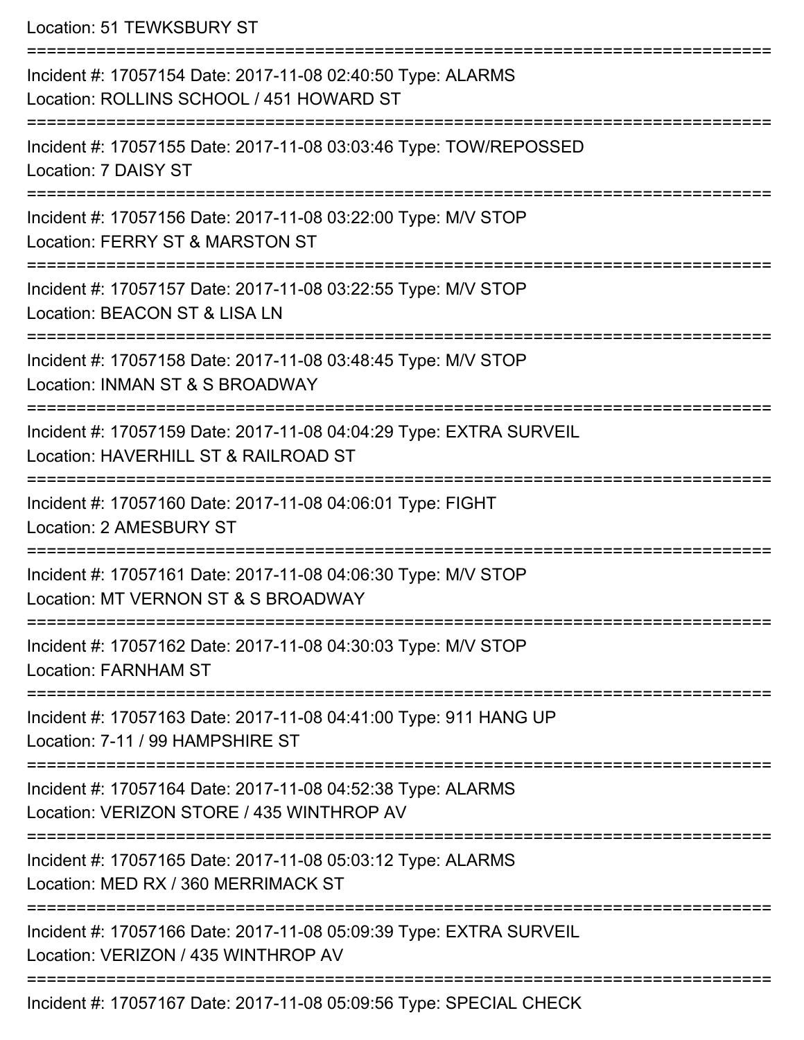Location: 51 TEWKSBURY ST

===========================================================================

Incident #: 17057154 Date: 2017-11-08 02:40:50 Type: ALARMS
Location: ROLLINS SCHOOL / 451 HOWARD ST

===========================================================================

Incident #: 17057155 Date: 2017-11-08 03:03:46 Type: TOW/REPOSSED
Location: 7 DAISY ST

===========================================================================

Incident #: 17057156 Date: 2017-11-08 03:22:00 Type: M/V STOP
Location: FERRY ST & MARSTON ST

===========================================================================

Incident #: 17057157 Date: 2017-11-08 03:22:55 Type: M/V STOP
Location: BEACON ST & LISA LN

===========================================================================

Incident #: 17057158 Date: 2017-11-08 03:48:45 Type: M/V STOP
Location: INMAN ST & S BROADWAY

===========================================================================

Incident #: 17057159 Date: 2017-11-08 04:04:29 Type: EXTRA SURVEIL
Location: HAVERHILL ST & RAILROAD ST

===========================================================================

Incident #: 17057160 Date: 2017-11-08 04:06:01 Type: FIGHT
Location: 2 AMESBURY ST

===========================================================================

Incident #: 17057161 Date: 2017-11-08 04:06:30 Type: M/V STOP
Location: MT VERNON ST & S BROADWAY

===========================================================================

Incident #: 17057162 Date: 2017-11-08 04:30:03 Type: M/V STOP
Location: FARNHAM ST

===========================================================================

Incident #: 17057163 Date: 2017-11-08 04:41:00 Type: 911 HANG UP
Location: 7-11 / 99 HAMPSHIRE ST

===========================================================================

Incident #: 17057164 Date: 2017-11-08 04:52:38 Type: ALARMS
Location: VERIZON STORE / 435 WINTHROP AV

===========================================================================

Incident #: 17057165 Date: 2017-11-08 05:03:12 Type: ALARMS
Location: MED RX / 360 MERRIMACK ST

===========================================================================

Incident #: 17057166 Date: 2017-11-08 05:09:39 Type: EXTRA SURVEIL
Location: VERIZON / 435 WINTHROP AV

===========================================================================

Incident #: 17057167 Date: 2017-11-08 05:09:56 Type: SPECIAL CHECK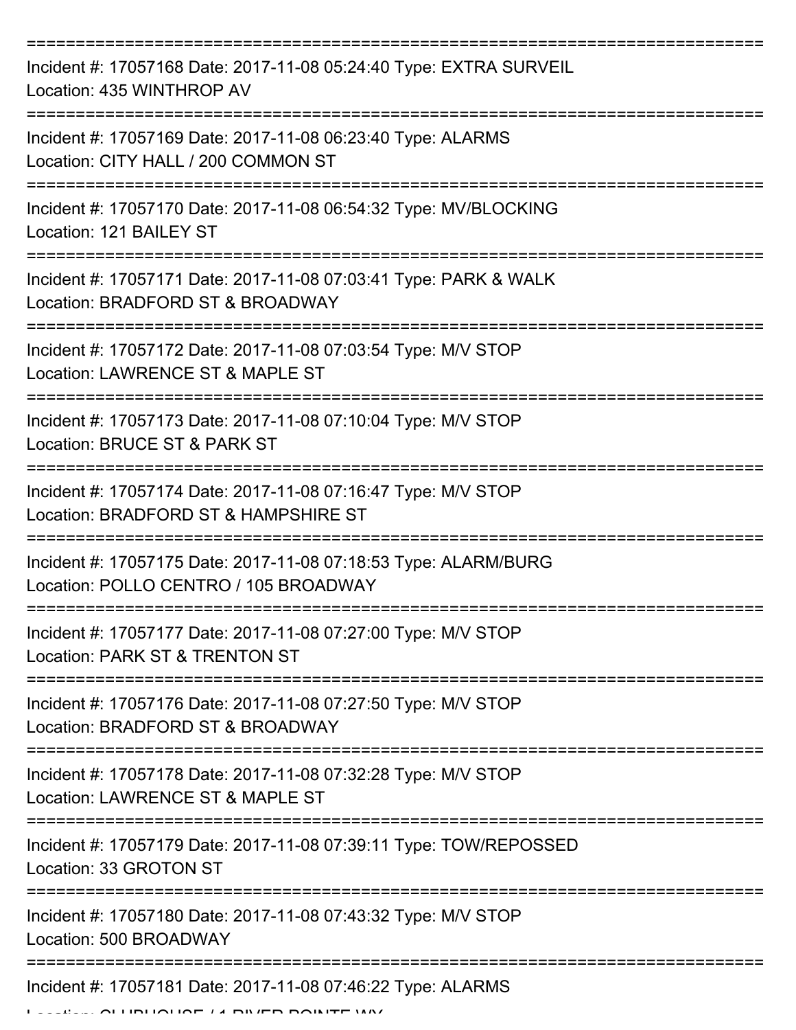===========================================================================

Incident #: 17057168 Date: 2017-11-08 05:24:40 Type: EXTRA SURVEIL

Location: 435 WINTHROP AV

===========================================================================

Incident #: 17057169 Date: 2017-11-08 06:23:40 Type: ALARMS

Location: CITY HALL / 200 COMMON ST

===========================================================================

Incident #: 17057170 Date: 2017-11-08 06:54:32 Type: MV/BLOCKING

Location: 121 BAILEY ST

===========================================================================

Incident #: 17057171 Date: 2017-11-08 07:03:41 Type: PARK & WALK

Location: BRADFORD ST & BROADWAY

===========================================================================

Incident #: 17057172 Date: 2017-11-08 07:03:54 Type: M/V STOP

Location: LAWRENCE ST & MAPLE ST

===========================================================================

Incident #: 17057173 Date: 2017-11-08 07:10:04 Type: M/V STOP

Location: BRUCE ST & PARK ST

===========================================================================

Incident #: 17057174 Date: 2017-11-08 07:16:47 Type: M/V STOP

Location: BRADFORD ST & HAMPSHIRE ST

===========================================================================

Incident #: 17057175 Date: 2017-11-08 07:18:53 Type: ALARM/BURG

Location: POLLO CENTRO / 105 BROADWAY

===========================================================================

Incident #: 17057177 Date: 2017-11-08 07:27:00 Type: M/V STOP

Location: PARK ST & TRENTON ST

===========================================================================

Incident #: 17057176 Date: 2017-11-08 07:27:50 Type: M/V STOP

Location: BRADFORD ST & BROADWAY

===========================================================================

Incident #: 17057178 Date: 2017-11-08 07:32:28 Type: M/V STOP

Location: LAWRENCE ST & MAPLE ST

===========================================================================

Incident #: 17057179 Date: 2017-11-08 07:39:11 Type: TOW/REPOSSED

Location: 33 GROTON ST

===========================================================================

Incident #: 17057180 Date: 2017-11-08 07:43:32 Type: M/V STOP

Location: 500 BROADWAY

===========================================================================

Incident #: 17057181 Date: 2017-11-08 07:46:22 Type: ALARMS

Location: CLUBHOUSE / 1 RIVER POINTE WY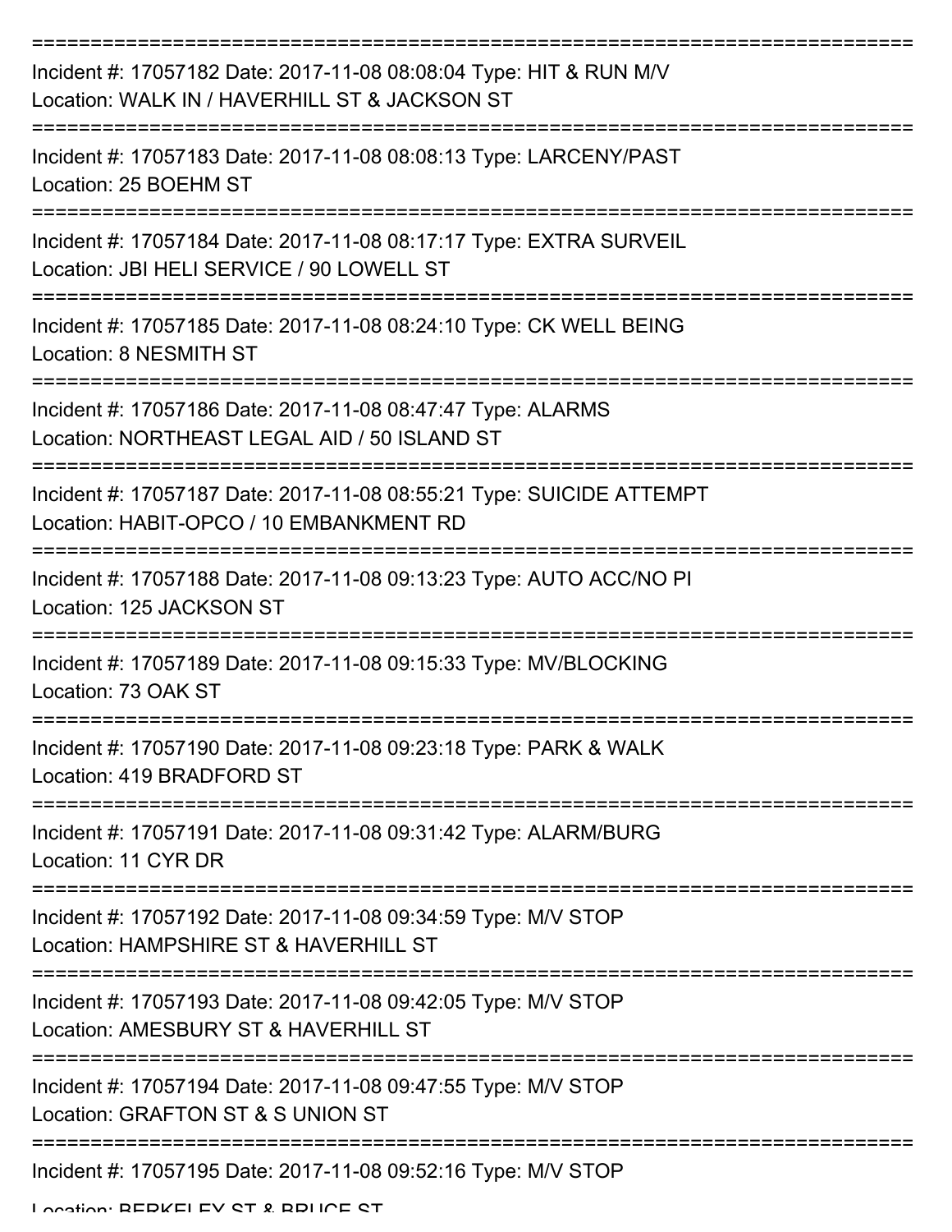===========================================================================

Incident #: 17057182 Date: 2017-11-08 08:08:04 Type: HIT & RUN M/V
Location: WALK IN / HAVERHILL ST & JACKSON ST

===========================================================================

Incident #: 17057183 Date: 2017-11-08 08:08:13 Type: LARCENY/PAST
Location: 25 BOEHM ST

===========================================================================

Incident #: 17057184 Date: 2017-11-08 08:17:17 Type: EXTRA SURVEIL
Location: JBI HELI SERVICE / 90 LOWELL ST

===========================================================================

Incident #: 17057185 Date: 2017-11-08 08:24:10 Type: CK WELL BEING
Location: 8 NESMITH ST

===========================================================================

Incident #: 17057186 Date: 2017-11-08 08:47:47 Type: ALARMS
Location: NORTHEAST LEGAL AID / 50 ISLAND ST

===========================================================================

Incident #: 17057187 Date: 2017-11-08 08:55:21 Type: SUICIDE ATTEMPT
Location: HABIT-OPCO / 10 EMBANKMENT RD

===========================================================================

Incident #: 17057188 Date: 2017-11-08 09:13:23 Type: AUTO ACC/NO PI
Location: 125 JACKSON ST

===========================================================================

Incident #: 17057189 Date: 2017-11-08 09:15:33 Type: MV/BLOCKING
Location: 73 OAK ST

===========================================================================

Incident #: 17057190 Date: 2017-11-08 09:23:18 Type: PARK & WALK
Location: 419 BRADFORD ST

===========================================================================

Incident #: 17057191 Date: 2017-11-08 09:31:42 Type: ALARM/BURG
Location: 11 CYR DR

===========================================================================

Incident #: 17057192 Date: 2017-11-08 09:34:59 Type: M/V STOP
Location: HAMPSHIRE ST & HAVERHILL ST

===========================================================================

Incident #: 17057193 Date: 2017-11-08 09:42:05 Type: M/V STOP
Location: AMESBURY ST & HAVERHILL ST

===========================================================================

Incident #: 17057194 Date: 2017-11-08 09:47:55 Type: M/V STOP
Location: GRAFTON ST & S UNION ST

===========================================================================

Incident #: 17057195 Date: 2017-11-08 09:52:16 Type: M/V STOP
Location: BERKELEY ST & BRUCE ST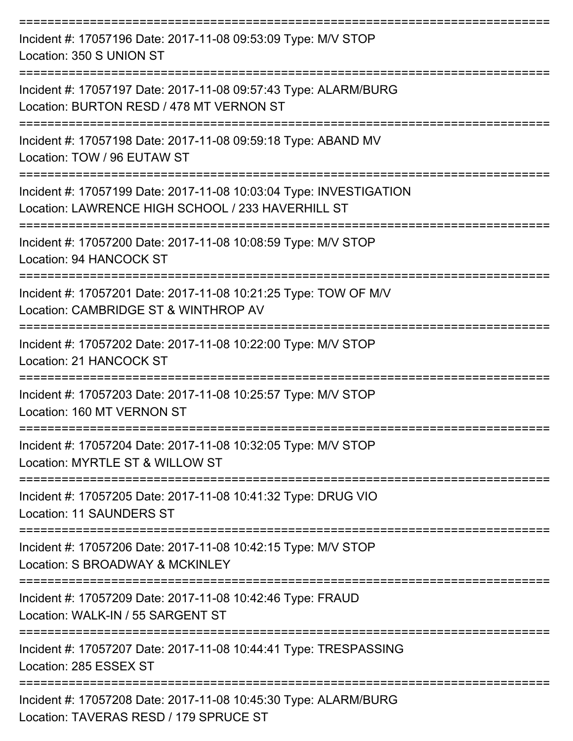===========================================================================

Incident #: 17057196 Date: 2017-11-08 09:53:09 Type: M/V STOP

Location: 350 S UNION ST

===========================================================================

Incident #: 17057197 Date: 2017-11-08 09:57:43 Type: ALARM/BURG

Location: BURTON RESD / 478 MT VERNON ST

===========================================================================

Incident #: 17057198 Date: 2017-11-08 09:59:18 Type: ABAND MV

Location: TOW / 96 EUTAW ST

===========================================================================

Incident #: 17057199 Date: 2017-11-08 10:03:04 Type: INVESTIGATION

Location: LAWRENCE HIGH SCHOOL / 233 HAVERHILL ST

===========================================================================

Incident #: 17057200 Date: 2017-11-08 10:08:59 Type: M/V STOP

Location: 94 HANCOCK ST

===========================================================================

Incident #: 17057201 Date: 2017-11-08 10:21:25 Type: TOW OF M/V

Location: CAMBRIDGE ST & WINTHROP AV

===========================================================================

Incident #: 17057202 Date: 2017-11-08 10:22:00 Type: M/V STOP

Location: 21 HANCOCK ST

===========================================================================

Incident #: 17057203 Date: 2017-11-08 10:25:57 Type: M/V STOP

Location: 160 MT VERNON ST

===========================================================================

Incident #: 17057204 Date: 2017-11-08 10:32:05 Type: M/V STOP

Location: MYRTLE ST & WILLOW ST

===========================================================================

Incident #: 17057205 Date: 2017-11-08 10:41:32 Type: DRUG VIO

Location: 11 SAUNDERS ST

===========================================================================

Incident #: 17057206 Date: 2017-11-08 10:42:15 Type: M/V STOP

Location: S BROADWAY & MCKINLEY

===========================================================================

Incident #: 17057209 Date: 2017-11-08 10:42:46 Type: FRAUD

Location: WALK-IN / 55 SARGENT ST

===========================================================================

Incident #: 17057207 Date: 2017-11-08 10:44:41 Type: TRESPASSING

Location: 285 ESSEX ST

===========================================================================

Incident #: 17057208 Date: 2017-11-08 10:45:30 Type: ALARM/BURG

Location: TAVERAS RESD / 179 SPRUCE ST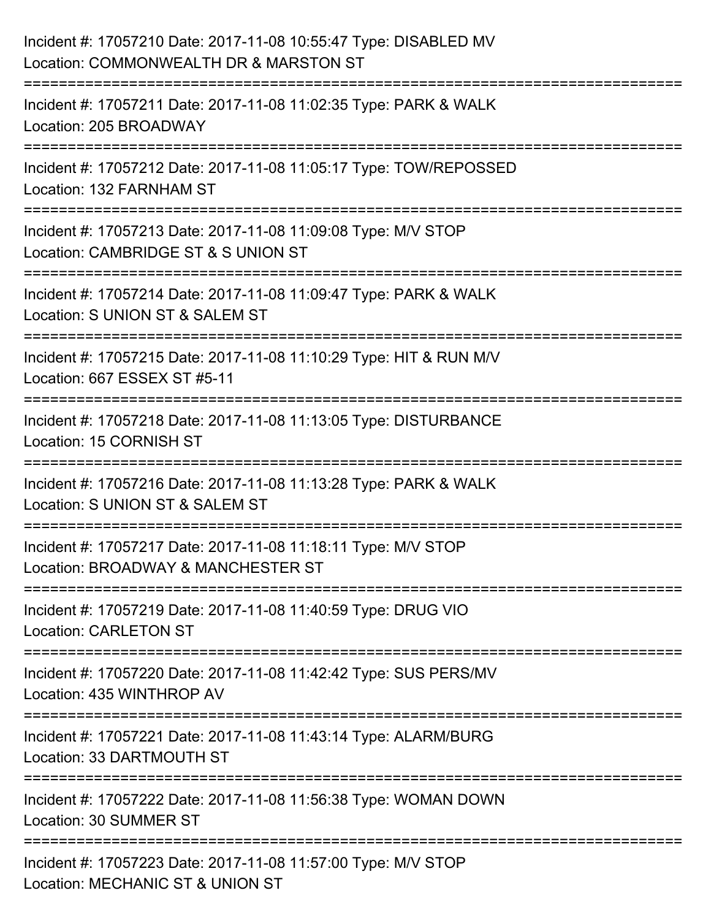Incident #: 17057210 Date: 2017-11-08 10:55:47 Type: DISABLED MV
Location: COMMONWEALTH DR & MARSTON ST

===========================================================================

Incident #: 17057211 Date: 2017-11-08 11:02:35 Type: PARK & WALK
Location: 205 BROADWAY

===========================================================================

Incident #: 17057212 Date: 2017-11-08 11:05:17 Type: TOW/REPOSSED
Location: 132 FARNHAM ST

===========================================================================

Incident #: 17057213 Date: 2017-11-08 11:09:08 Type: M/V STOP
Location: CAMBRIDGE ST & S UNION ST

===========================================================================

Incident #: 17057214 Date: 2017-11-08 11:09:47 Type: PARK & WALK
Location: S UNION ST & SALEM ST

===========================================================================

Incident #: 17057215 Date: 2017-11-08 11:10:29 Type: HIT & RUN M/V
Location: 667 ESSEX ST #5-11

===========================================================================

Incident #: 17057218 Date: 2017-11-08 11:13:05 Type: DISTURBANCE
Location: 15 CORNISH ST

===========================================================================

Incident #: 17057216 Date: 2017-11-08 11:13:28 Type: PARK & WALK
Location: S UNION ST & SALEM ST

===========================================================================

Incident #: 17057217 Date: 2017-11-08 11:18:11 Type: M/V STOP
Location: BROADWAY & MANCHESTER ST

===========================================================================

Incident #: 17057219 Date: 2017-11-08 11:40:59 Type: DRUG VIO
Location: CARLETON ST

===========================================================================

Incident #: 17057220 Date: 2017-11-08 11:42:42 Type: SUS PERS/MV
Location: 435 WINTHROP AV

===========================================================================

Incident #: 17057221 Date: 2017-11-08 11:43:14 Type: ALARM/BURG
Location: 33 DARTMOUTH ST

===========================================================================

Incident #: 17057222 Date: 2017-11-08 11:56:38 Type: WOMAN DOWN
Location: 30 SUMMER ST

===========================================================================

Incident #: 17057223 Date: 2017-11-08 11:57:00 Type: M/V STOP
Location: MECHANIC ST & UNION ST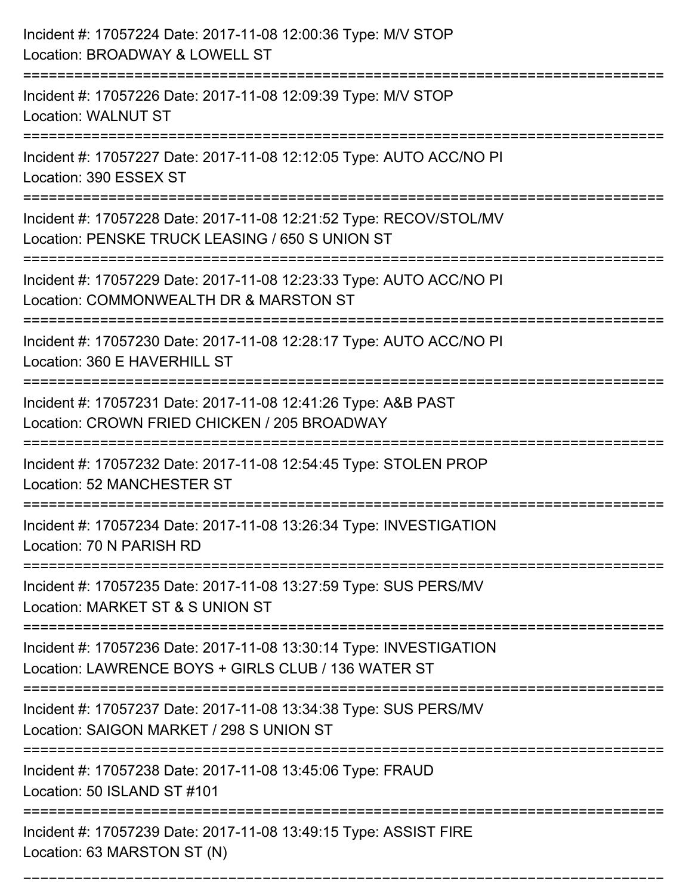Incident #: 17057224 Date: 2017-11-08 12:00:36 Type: M/V STOP
Location: BROADWAY & LOWELL ST

===========================================================================

Incident #: 17057226 Date: 2017-11-08 12:09:39 Type: M/V STOP
Location: WALNUT ST

===========================================================================

Incident #: 17057227 Date: 2017-11-08 12:12:05 Type: AUTO ACC/NO PI
Location: 390 ESSEX ST

===========================================================================

Incident #: 17057228 Date: 2017-11-08 12:21:52 Type: RECOV/STOL/MV
Location: PENSKE TRUCK LEASING / 650 S UNION ST

===========================================================================

Incident #: 17057229 Date: 2017-11-08 12:23:33 Type: AUTO ACC/NO PI
Location: COMMONWEALTH DR & MARSTON ST

===========================================================================

Incident #: 17057230 Date: 2017-11-08 12:28:17 Type: AUTO ACC/NO PI
Location: 360 E HAVERHILL ST

===========================================================================

Incident #: 17057231 Date: 2017-11-08 12:41:26 Type: A&B PAST
Location: CROWN FRIED CHICKEN / 205 BROADWAY

===========================================================================

Incident #: 17057232 Date: 2017-11-08 12:54:45 Type: STOLEN PROP
Location: 52 MANCHESTER ST

===========================================================================

Incident #: 17057234 Date: 2017-11-08 13:26:34 Type: INVESTIGATION
Location: 70 N PARISH RD

===========================================================================

Incident #: 17057235 Date: 2017-11-08 13:27:59 Type: SUS PERS/MV
Location: MARKET ST & S UNION ST

===========================================================================

Incident #: 17057236 Date: 2017-11-08 13:30:14 Type: INVESTIGATION
Location: LAWRENCE BOYS + GIRLS CLUB / 136 WATER ST

===========================================================================

Incident #: 17057237 Date: 2017-11-08 13:34:38 Type: SUS PERS/MV
Location: SAIGON MARKET / 298 S UNION ST

===========================================================================

Incident #: 17057238 Date: 2017-11-08 13:45:06 Type: FRAUD
Location: 50 ISLAND ST #101

===========================================================================

Incident #: 17057239 Date: 2017-11-08 13:49:15 Type: ASSIST FIRE
Location: 63 MARSTON ST (N)

===========================================================================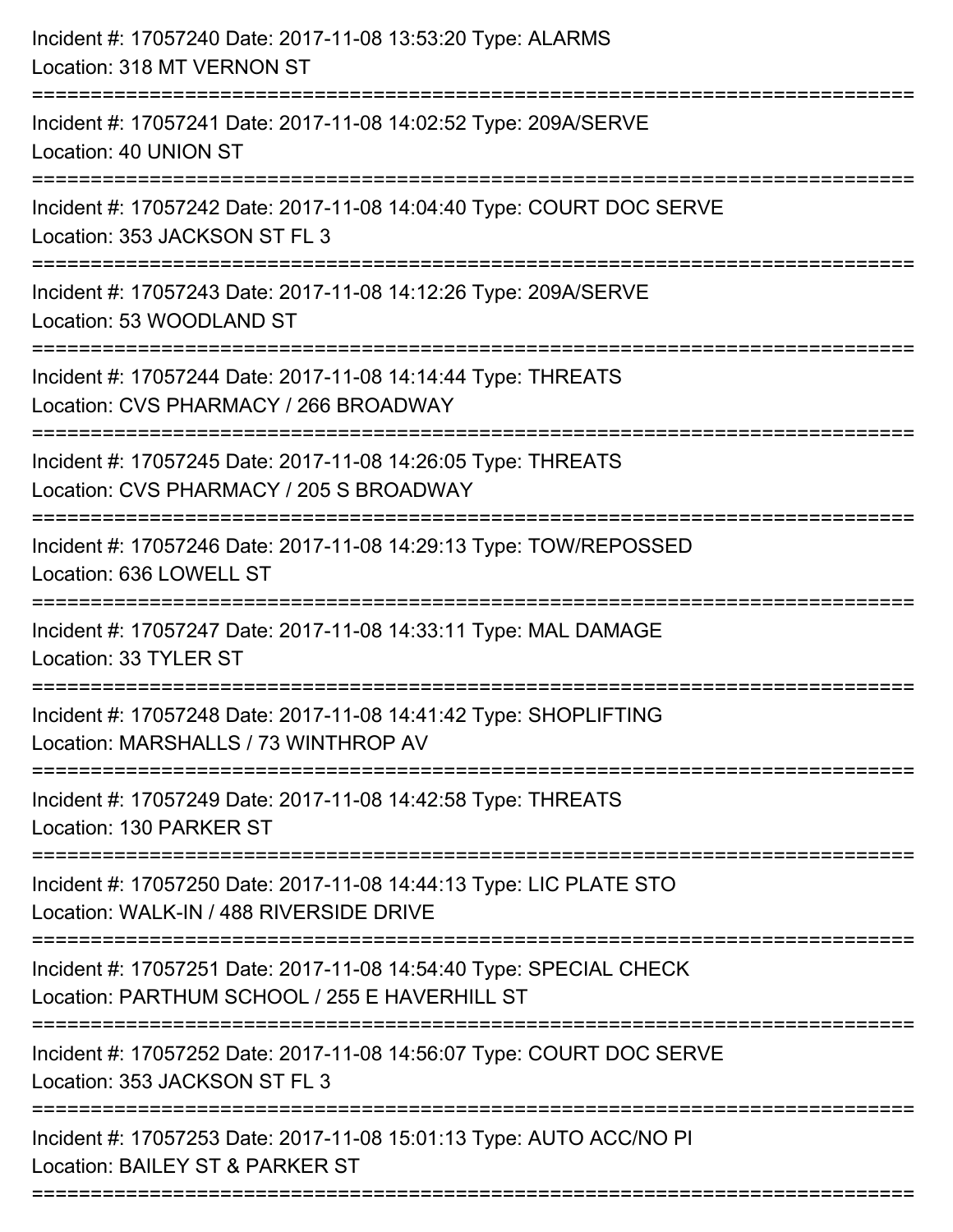Incident #: 17057240 Date: 2017-11-08 13:53:20 Type: ALARMS
Location: 318 MT VERNON ST

===========================================================================

Incident #: 17057241 Date: 2017-11-08 14:02:52 Type: 209A/SERVE
Location: 40 UNION ST

===========================================================================

Incident #: 17057242 Date: 2017-11-08 14:04:40 Type: COURT DOC SERVE
Location: 353 JACKSON ST FL 3

===========================================================================

Incident #: 17057243 Date: 2017-11-08 14:12:26 Type: 209A/SERVE
Location: 53 WOODLAND ST

===========================================================================

Incident #: 17057244 Date: 2017-11-08 14:14:44 Type: THREATS
Location: CVS PHARMACY / 266 BROADWAY

===========================================================================

Incident #: 17057245 Date: 2017-11-08 14:26:05 Type: THREATS
Location: CVS PHARMACY / 205 S BROADWAY

===========================================================================

Incident #: 17057246 Date: 2017-11-08 14:29:13 Type: TOW/REPOSSED
Location: 636 LOWELL ST

===========================================================================

Incident #: 17057247 Date: 2017-11-08 14:33:11 Type: MAL DAMAGE
Location: 33 TYLER ST

===========================================================================

Incident #: 17057248 Date: 2017-11-08 14:41:42 Type: SHOPLIFTING
Location: MARSHALLS / 73 WINTHROP AV

===========================================================================

Incident #: 17057249 Date: 2017-11-08 14:42:58 Type: THREATS
Location: 130 PARKER ST

===========================================================================

Incident #: 17057250 Date: 2017-11-08 14:44:13 Type: LIC PLATE STO
Location: WALK-IN / 488 RIVERSIDE DRIVE

===========================================================================

Incident #: 17057251 Date: 2017-11-08 14:54:40 Type: SPECIAL CHECK
Location: PARTHUM SCHOOL / 255 E HAVERHILL ST

===========================================================================

Incident #: 17057252 Date: 2017-11-08 14:56:07 Type: COURT DOC SERVE
Location: 353 JACKSON ST FL 3

===========================================================================

Incident #: 17057253 Date: 2017-11-08 15:01:13 Type: AUTO ACC/NO PI
Location: BAILEY ST & PARKER ST

===========================================================================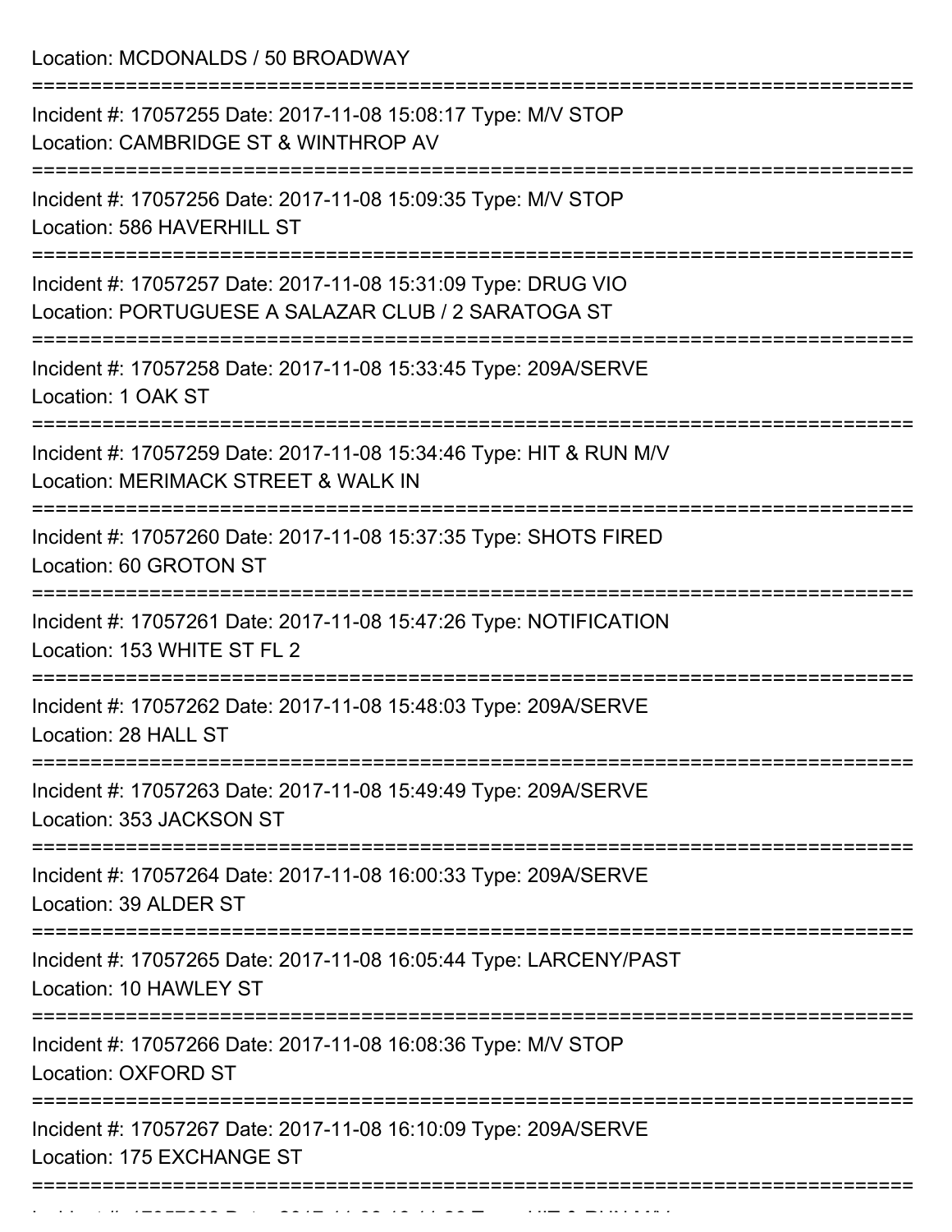Location: MCDONALDS / 50 BROADWAY

===========================================================================

Incident #: 17057255 Date: 2017-11-08 15:08:17 Type: M/V STOP
Location: CAMBRIDGE ST & WINTHROP AV

===========================================================================

Incident #: 17057256 Date: 2017-11-08 15:09:35 Type: M/V STOP
Location: 586 HAVERHILL ST

===========================================================================

Incident #: 17057257 Date: 2017-11-08 15:31:09 Type: DRUG VIO
Location: PORTUGUESE A SALAZAR CLUB / 2 SARATOGA ST

===========================================================================

Incident #: 17057258 Date: 2017-11-08 15:33:45 Type: 209A/SERVE
Location: 1 OAK ST

===========================================================================

Incident #: 17057259 Date: 2017-11-08 15:34:46 Type: HIT & RUN M/V
Location: MERIMACK STREET & WALK IN

===========================================================================

Incident #: 17057260 Date: 2017-11-08 15:37:35 Type: SHOTS FIRED
Location: 60 GROTON ST

===========================================================================

Incident #: 17057261 Date: 2017-11-08 15:47:26 Type: NOTIFICATION
Location: 153 WHITE ST FL 2

===========================================================================

Incident #: 17057262 Date: 2017-11-08 15:48:03 Type: 209A/SERVE
Location: 28 HALL ST

===========================================================================

Incident #: 17057263 Date: 2017-11-08 15:49:49 Type: 209A/SERVE
Location: 353 JACKSON ST

===========================================================================

Incident #: 17057264 Date: 2017-11-08 16:00:33 Type: 209A/SERVE
Location: 39 ALDER ST

===========================================================================

Incident #: 17057265 Date: 2017-11-08 16:05:44 Type: LARCENY/PAST
Location: 10 HAWLEY ST

===========================================================================

Incident #: 17057266 Date: 2017-11-08 16:08:36 Type: M/V STOP
Location: OXFORD ST

===========================================================================

Incident #: 17057267 Date: 2017-11-08 16:10:09 Type: 209A/SERVE
Location: 175 EXCHANGE ST

===========================================================================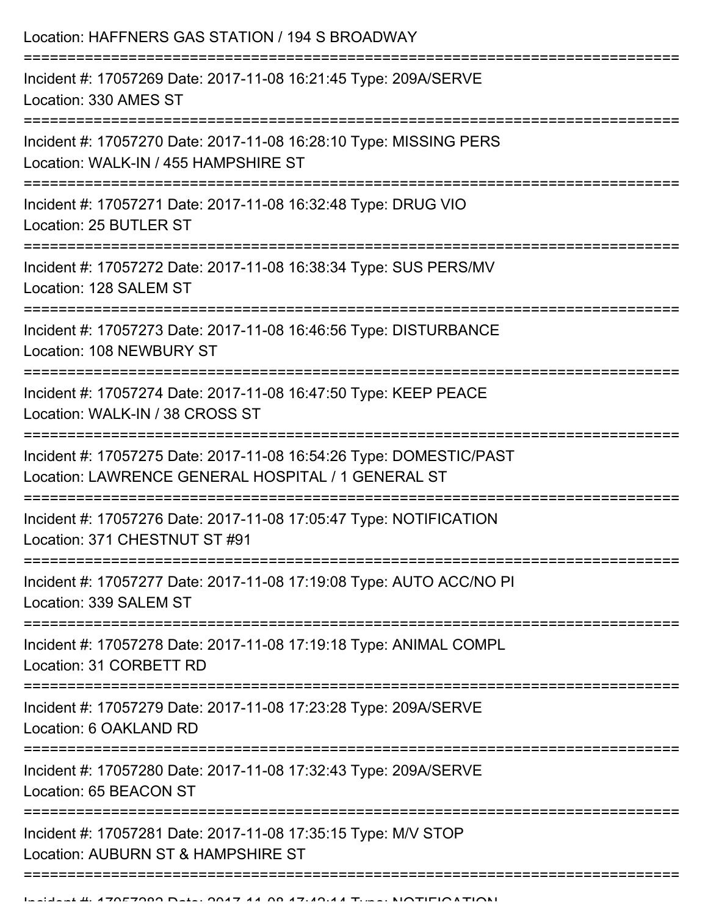Location: HAFFNERS GAS STATION / 194 S BROADWAY

===========================================================================

Incident #: 17057269 Date: 2017-11-08 16:21:45 Type: 209A/SERVE
Location: 330 AMES ST

===========================================================================

Incident #: 17057270 Date: 2017-11-08 16:28:10 Type: MISSING PERS
Location: WALK-IN / 455 HAMPSHIRE ST

===========================================================================

Incident #: 17057271 Date: 2017-11-08 16:32:48 Type: DRUG VIO
Location: 25 BUTLER ST

===========================================================================

Incident #: 17057272 Date: 2017-11-08 16:38:34 Type: SUS PERS/MV
Location: 128 SALEM ST

===========================================================================

Incident #: 17057273 Date: 2017-11-08 16:46:56 Type: DISTURBANCE
Location: 108 NEWBURY ST

===========================================================================

Incident #: 17057274 Date: 2017-11-08 16:47:50 Type: KEEP PEACE
Location: WALK-IN / 38 CROSS ST

===========================================================================

Incident #: 17057275 Date: 2017-11-08 16:54:26 Type: DOMESTIC/PAST
Location: LAWRENCE GENERAL HOSPITAL / 1 GENERAL ST

===========================================================================

Incident #: 17057276 Date: 2017-11-08 17:05:47 Type: NOTIFICATION
Location: 371 CHESTNUT ST #91

===========================================================================

Incident #: 17057277 Date: 2017-11-08 17:19:08 Type: AUTO ACC/NO PI
Location: 339 SALEM ST

===========================================================================

Incident #: 17057278 Date: 2017-11-08 17:19:18 Type: ANIMAL COMPL
Location: 31 CORBETT RD

===========================================================================

Incident #: 17057279 Date: 2017-11-08 17:23:28 Type: 209A/SERVE
Location: 6 OAKLAND RD

===========================================================================

Incident #: 17057280 Date: 2017-11-08 17:32:43 Type: 209A/SERVE
Location: 65 BEACON ST

===========================================================================

Incident #: 17057281 Date: 2017-11-08 17:35:15 Type: M/V STOP
Location: AUBURN ST & HAMPSHIRE ST

===========================================================================

Incident #: 17057282 Date: 2017-11-08 17:42:14 Type: NOTIFICATION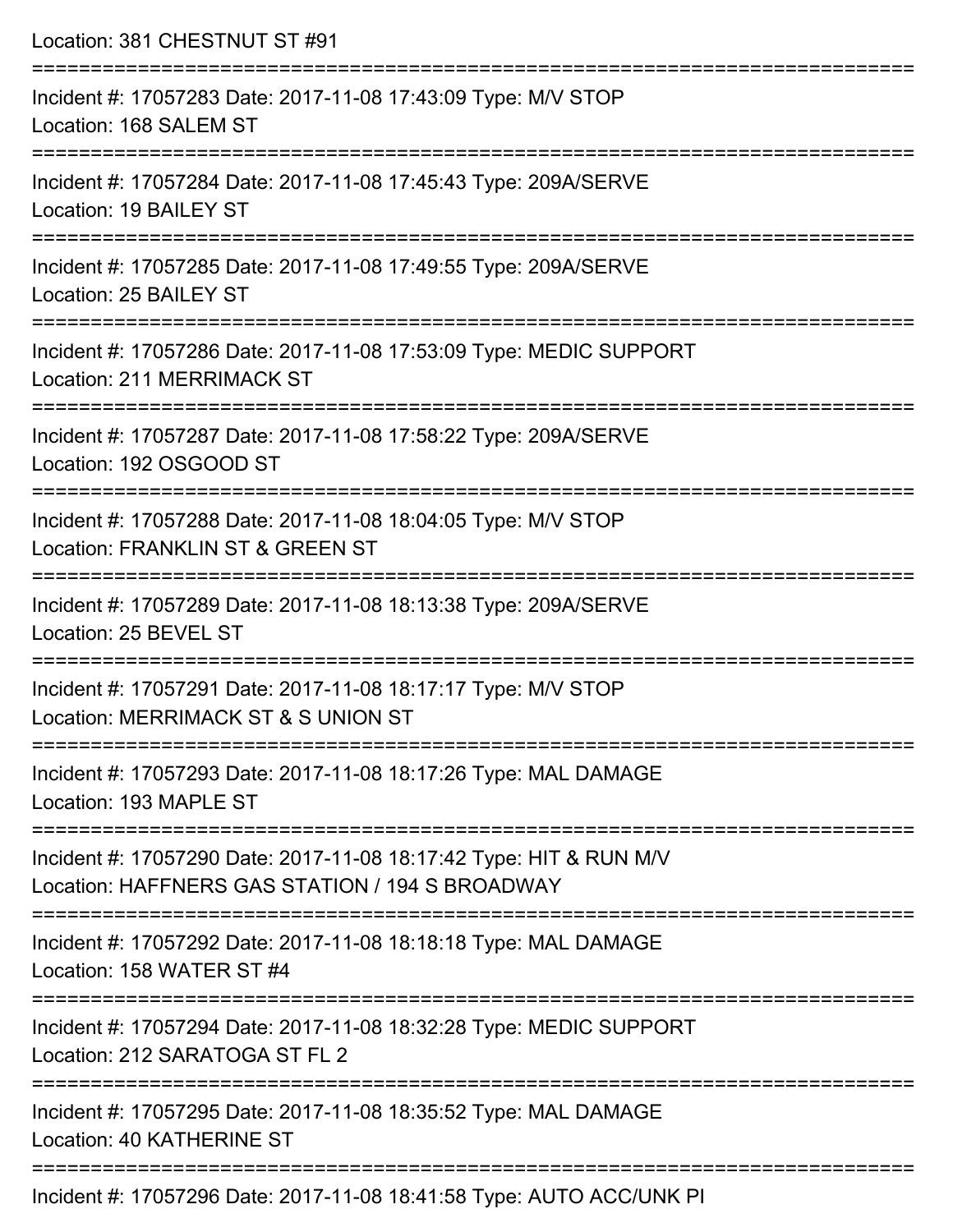Location: 381 CHESTNUT ST #91

===========================================================================

Incident #: 17057283 Date: 2017-11-08 17:43:09 Type: M/V STOP
Location: 168 SALEM ST

===========================================================================

Incident #: 17057284 Date: 2017-11-08 17:45:43 Type: 209A/SERVE
Location: 19 BAILEY ST

===========================================================================

Incident #: 17057285 Date: 2017-11-08 17:49:55 Type: 209A/SERVE
Location: 25 BAILEY ST

===========================================================================

Incident #: 17057286 Date: 2017-11-08 17:53:09 Type: MEDIC SUPPORT
Location: 211 MERRIMACK ST

===========================================================================

Incident #: 17057287 Date: 2017-11-08 17:58:22 Type: 209A/SERVE
Location: 192 OSGOOD ST

===========================================================================

Incident #: 17057288 Date: 2017-11-08 18:04:05 Type: M/V STOP
Location: FRANKLIN ST & GREEN ST

===========================================================================

Incident #: 17057289 Date: 2017-11-08 18:13:38 Type: 209A/SERVE
Location: 25 BEVEL ST

===========================================================================

Incident #: 17057291 Date: 2017-11-08 18:17:17 Type: M/V STOP
Location: MERRIMACK ST & S UNION ST

===========================================================================

Incident #: 17057293 Date: 2017-11-08 18:17:26 Type: MAL DAMAGE
Location: 193 MAPLE ST

===========================================================================

Incident #: 17057290 Date: 2017-11-08 18:17:42 Type: HIT & RUN M/V
Location: HAFFNERS GAS STATION / 194 S BROADWAY

===========================================================================

Incident #: 17057292 Date: 2017-11-08 18:18:18 Type: MAL DAMAGE
Location: 158 WATER ST #4

===========================================================================

Incident #: 17057294 Date: 2017-11-08 18:32:28 Type: MEDIC SUPPORT
Location: 212 SARATOGA ST FL 2

===========================================================================

Incident #: 17057295 Date: 2017-11-08 18:35:52 Type: MAL DAMAGE
Location: 40 KATHERINE ST

===========================================================================

Incident #: 17057296 Date: 2017-11-08 18:41:58 Type: AUTO ACC/UNK PI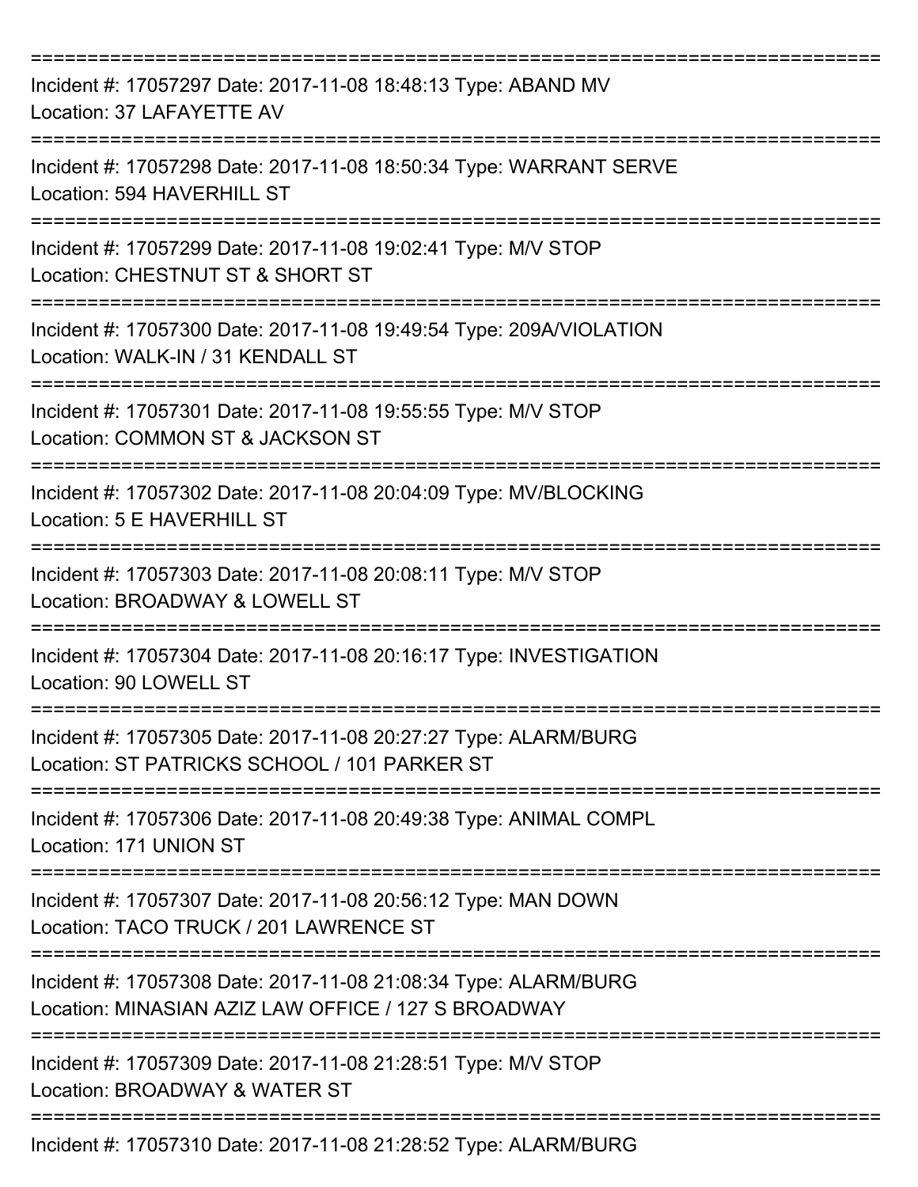===========================================================================

Incident #: 17057297 Date: 2017-11-08 18:48:13 Type: ABAND MV
Location: 37 LAFAYETTE AV

===========================================================================

Incident #: 17057298 Date: 2017-11-08 18:50:34 Type: WARRANT SERVE
Location: 594 HAVERHILL ST

===========================================================================

Incident #: 17057299 Date: 2017-11-08 19:02:41 Type: M/V STOP
Location: CHESTNUT ST & SHORT ST

===========================================================================

Incident #: 17057300 Date: 2017-11-08 19:49:54 Type: 209A/VIOLATION
Location: WALK-IN / 31 KENDALL ST

===========================================================================

Incident #: 17057301 Date: 2017-11-08 19:55:55 Type: M/V STOP
Location: COMMON ST & JACKSON ST

===========================================================================

Incident #: 17057302 Date: 2017-11-08 20:04:09 Type: MV/BLOCKING
Location: 5 E HAVERHILL ST

===========================================================================

Incident #: 17057303 Date: 2017-11-08 20:08:11 Type: M/V STOP
Location: BROADWAY & LOWELL ST

===========================================================================

Incident #: 17057304 Date: 2017-11-08 20:16:17 Type: INVESTIGATION
Location: 90 LOWELL ST

===========================================================================

Incident #: 17057305 Date: 2017-11-08 20:27:27 Type: ALARM/BURG
Location: ST PATRICKS SCHOOL / 101 PARKER ST

===========================================================================

Incident #: 17057306 Date: 2017-11-08 20:49:38 Type: ANIMAL COMPL
Location: 171 UNION ST

===========================================================================

Incident #: 17057307 Date: 2017-11-08 20:56:12 Type: MAN DOWN
Location: TACO TRUCK / 201 LAWRENCE ST

===========================================================================

Incident #: 17057308 Date: 2017-11-08 21:08:34 Type: ALARM/BURG
Location: MINASIAN AZIZ LAW OFFICE / 127 S BROADWAY

===========================================================================

Incident #: 17057309 Date: 2017-11-08 21:28:51 Type: M/V STOP
Location: BROADWAY & WATER ST

===========================================================================

Incident #: 17057310 Date: 2017-11-08 21:28:52 Type: ALARM/BURG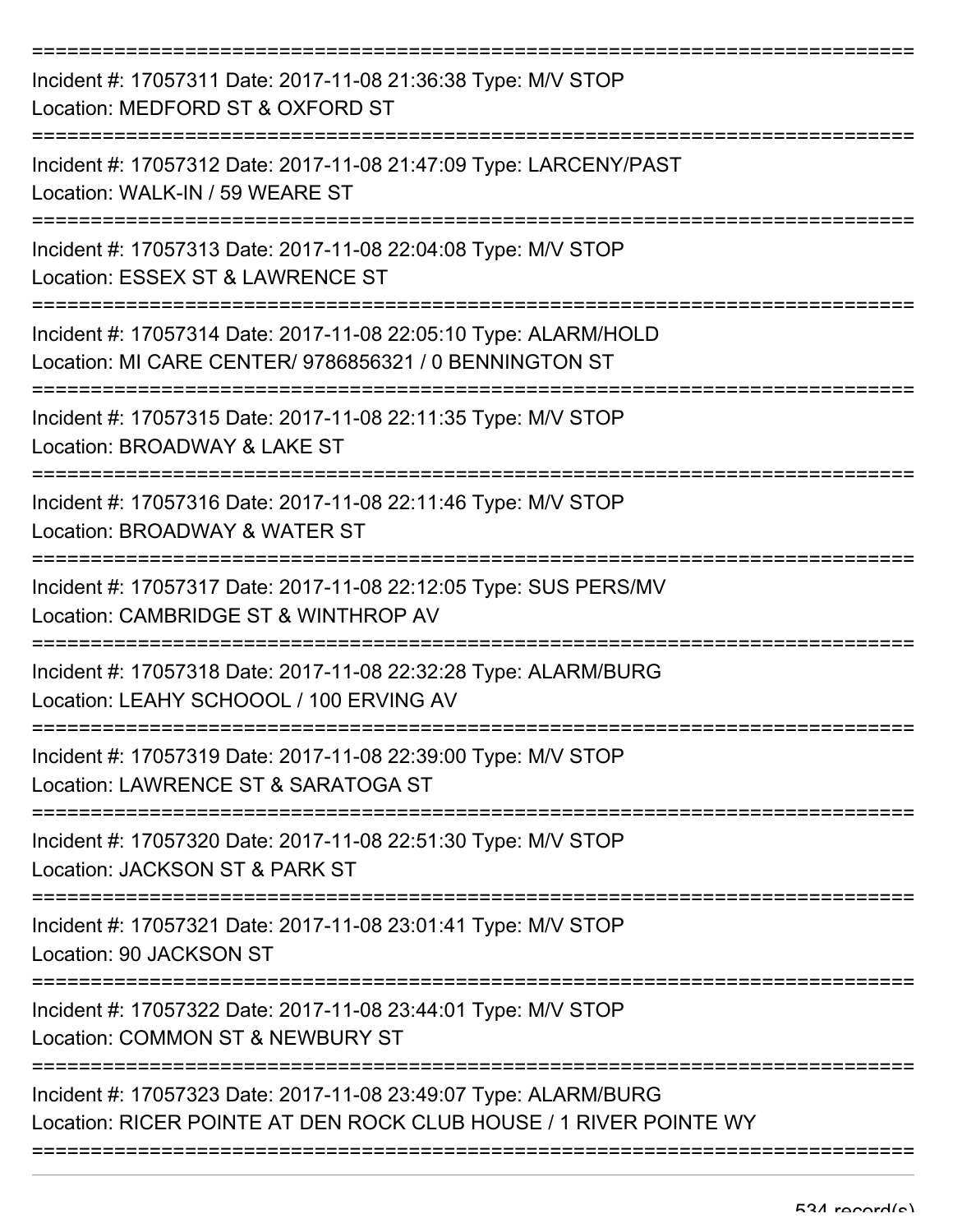Incident #: 17057311 Date: 2017-11-08 21:36:38 Type: M/V STOP
Location: MEDFORD ST & OXFORD ST

Incident #: 17057312 Date: 2017-11-08 21:47:09 Type: LARCENY/PAST
Location: WALK-IN / 59 WEARE ST

Incident #: 17057313 Date: 2017-11-08 22:04:08 Type: M/V STOP
Location: ESSEX ST & LAWRENCE ST

Incident #: 17057314 Date: 2017-11-08 22:05:10 Type: ALARM/HOLD
Location: MI CARE CENTER/ 9786856321 / 0 BENNINGTON ST

Incident #: 17057315 Date: 2017-11-08 22:11:35 Type: M/V STOP
Location: BROADWAY & LAKE ST

Incident #: 17057316 Date: 2017-11-08 22:11:46 Type: M/V STOP
Location: BROADWAY & WATER ST

Incident #: 17057317 Date: 2017-11-08 22:12:05 Type: SUS PERS/MV
Location: CAMBRIDGE ST & WINTHROP AV

Incident #: 17057318 Date: 2017-11-08 22:32:28 Type: ALARM/BURG
Location: LEAHY SCHOOOL / 100 ERVING AV

Incident #: 17057319 Date: 2017-11-08 22:39:00 Type: M/V STOP
Location: LAWRENCE ST & SARATOGA ST

Incident #: 17057320 Date: 2017-11-08 22:51:30 Type: M/V STOP
Location: JACKSON ST & PARK ST

Incident #: 17057321 Date: 2017-11-08 23:01:41 Type: M/V STOP
Location: 90 JACKSON ST

Incident #: 17057322 Date: 2017-11-08 23:44:01 Type: M/V STOP
Location: COMMON ST & NEWBURY ST

Incident #: 17057323 Date: 2017-11-08 23:49:07 Type: ALARM/BURG
Location: RICER POINTE AT DEN ROCK CLUB HOUSE / 1 RIVER POINTE WY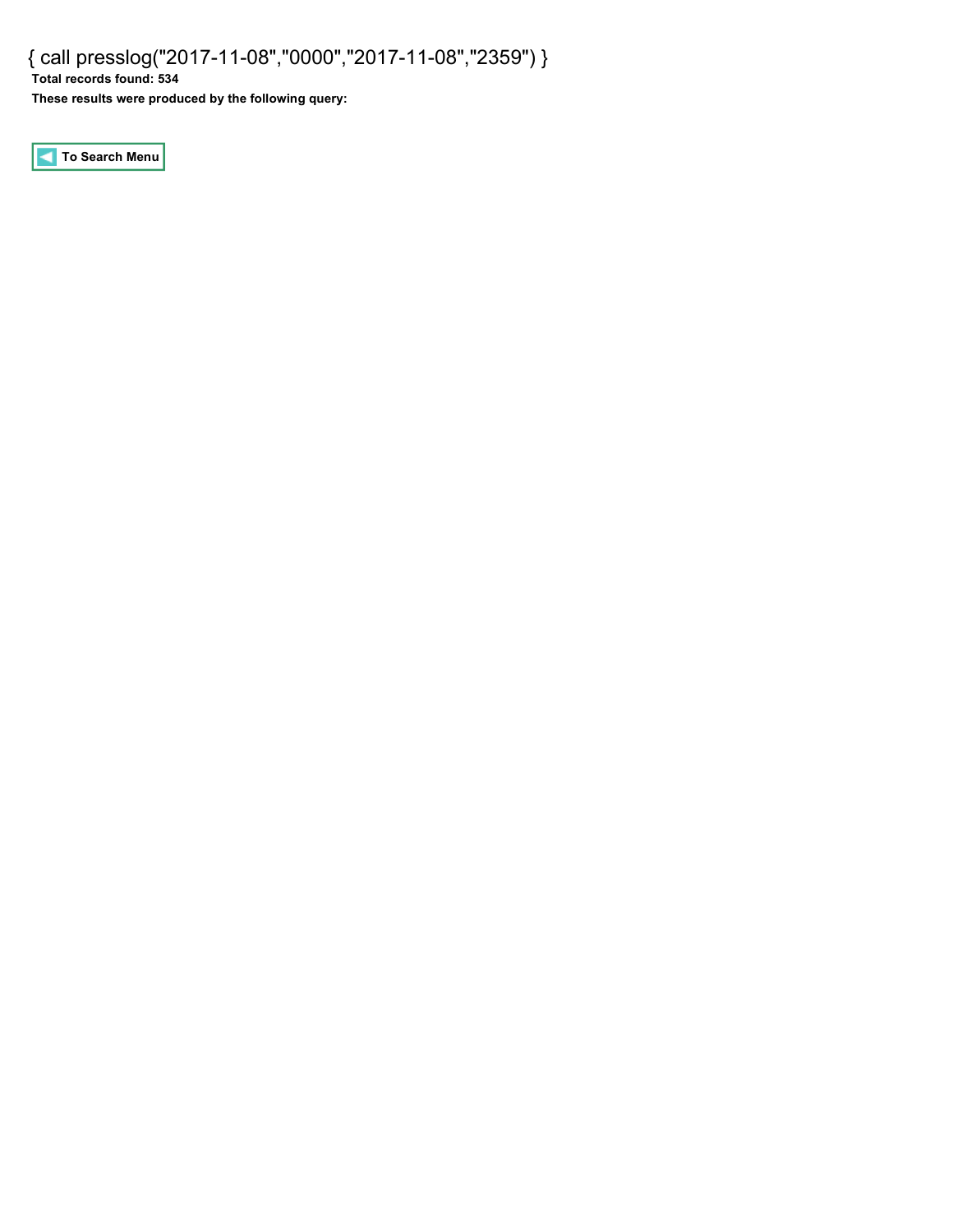```
{ call presslog("2017-11-08","0000","2017-11-08","2359") }
```

**Total records found: 534**

**These results were produced by the following query:**

**To Search Menu**